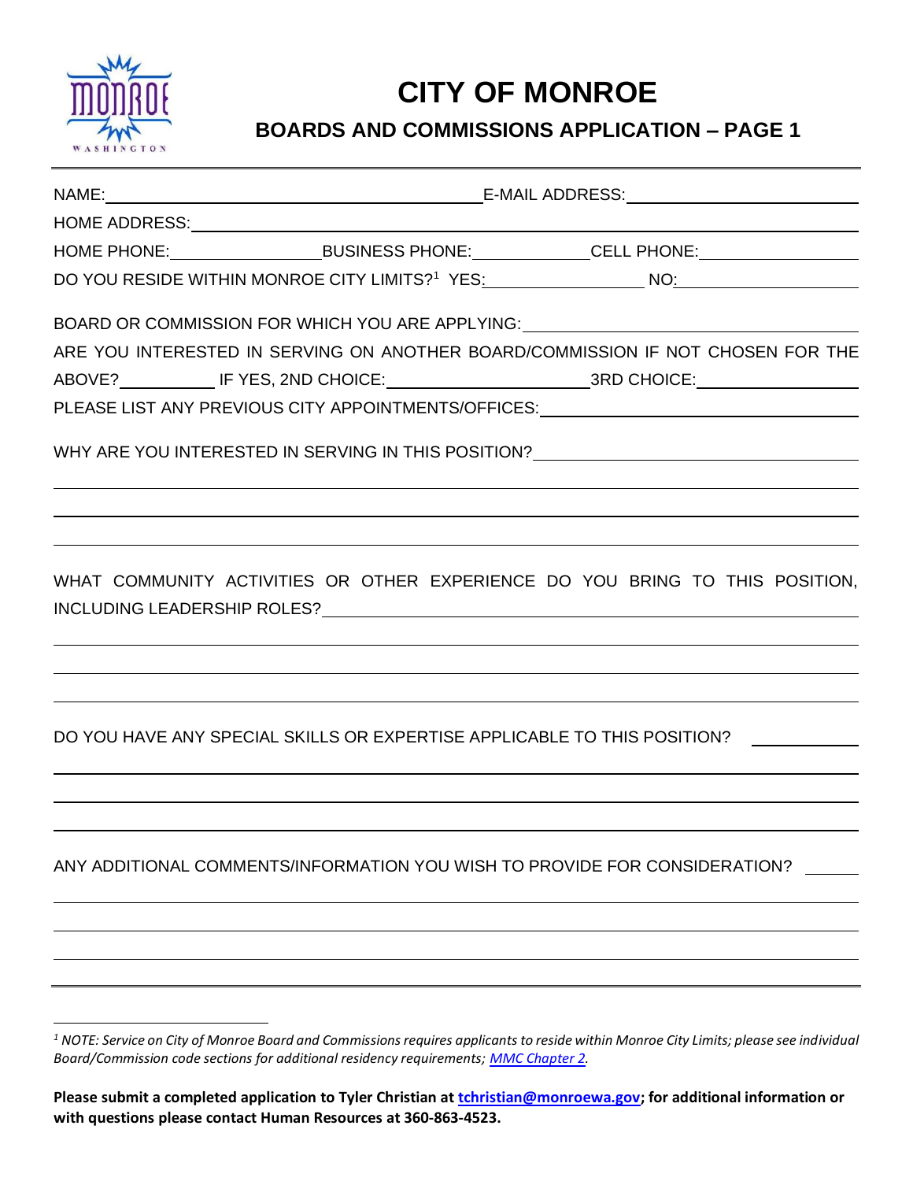# CITY OF MONROE

## BOARDS AND COMMISSIONS APPLICATION – PAGE 1

NAME: ______________________ E-MAIL ADDRESS: ______________________

HOME ADDRESS: ______________________

HOME PHONE: __________ BUSINESS PHONE: __________ CELL PHONE: __________

DO YOU RESIDE WITHIN MONROE CITY LIMITS?[1] YES: __________ NO: __________

BOARD OR COMMISSION FOR WHICH YOU ARE APPLYING: ______________________

ARE YOU INTERESTED IN SERVING ON ANOTHER BOARD/COMMISSION IF NOT CHOSEN FOR THE ABOVE? ______ IF YES, 2ND CHOICE: ______________ 3RD CHOICE: ______________

PLEASE LIST ANY PREVIOUS CITY APPOINTMENTS/OFFICES: ______________________

WHY ARE YOU INTERESTED IN SERVING IN THIS POSITION? ______________________

WHAT COMMUNITY ACTIVITIES OR OTHER EXPERIENCE DO YOU BRING TO THIS POSITION, INCLUDING LEADERSHIP ROLES? ______________________

DO YOU HAVE ANY SPECIAL SKILLS OR EXPERTISE APPLICABLE TO THIS POSITION? ______________________

ANY ADDITIONAL COMMENTS/INFORMATION YOU WISH TO PROVIDE FOR CONSIDERATION? ______________________

---

*[1] NOTE: Service on City of Monroe Board and Commissions requires applicants to reside within Monroe City Limits; please see individual Board/Commission code sections for additional residency requirements; MMC Chapter 2.*

**Please submit a completed application to Tyler Christian at tchristian@monroewa.gov; for additional information or with questions please contact Human Resources at 360-863-4523.**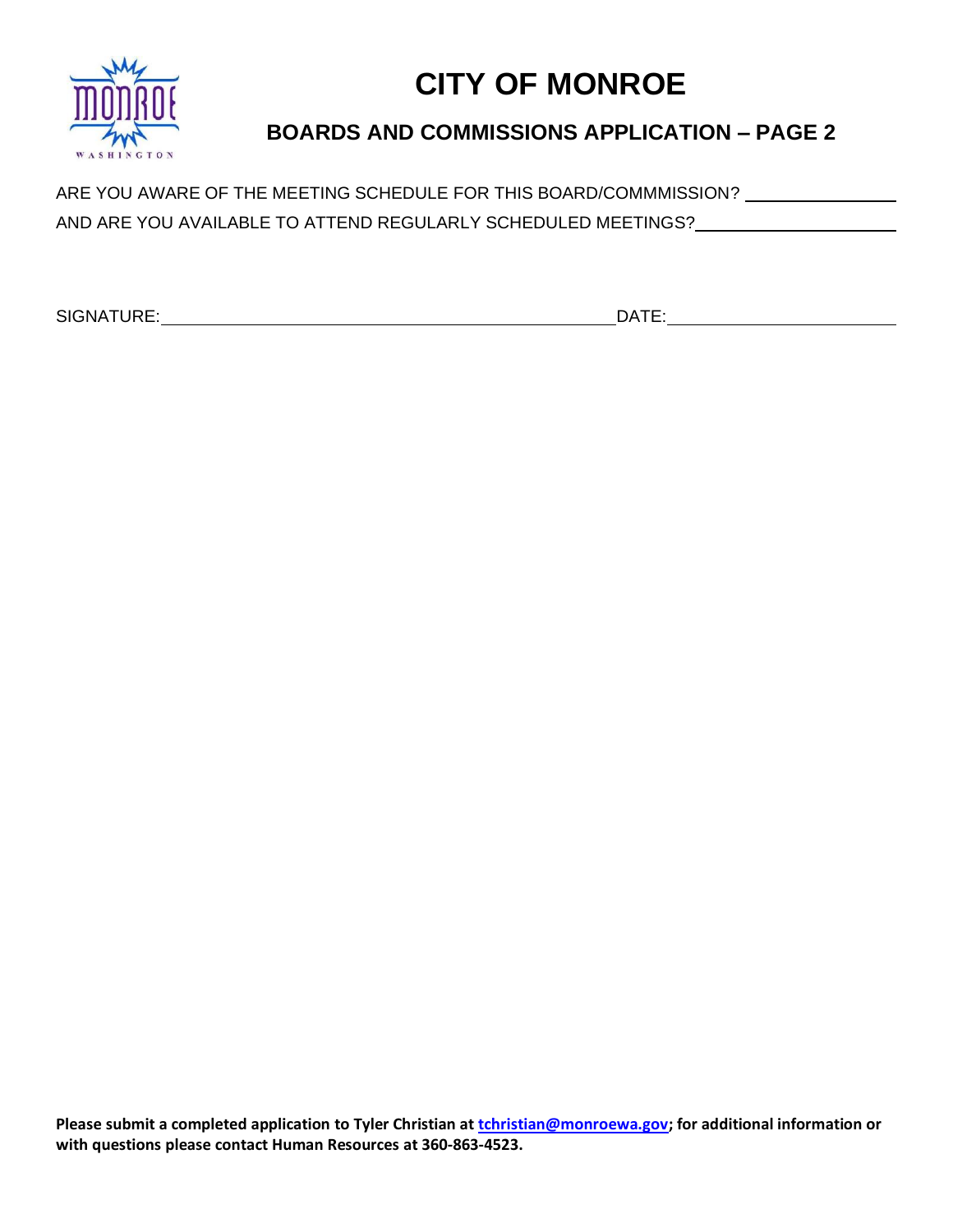# CITY OF MONROE

## BOARDS AND COMMISSIONS APPLICATION – PAGE 2

ARE YOU AWARE OF THE MEETING SCHEDULE FOR THIS BOARD/COMMMISSION? ________________

AND ARE YOU AVAILABLE TO ATTEND REGULARLY SCHEDULED MEETINGS? ____________________

SIGNATURE: ________________________________________________ DATE: ________________________

**Please submit a completed application to Tyler Christian at [tchristian@monroewa.gov](mailto:tchristian@monroewa.gov); for additional information or with questions please contact Human Resources at 360-863-4523.**